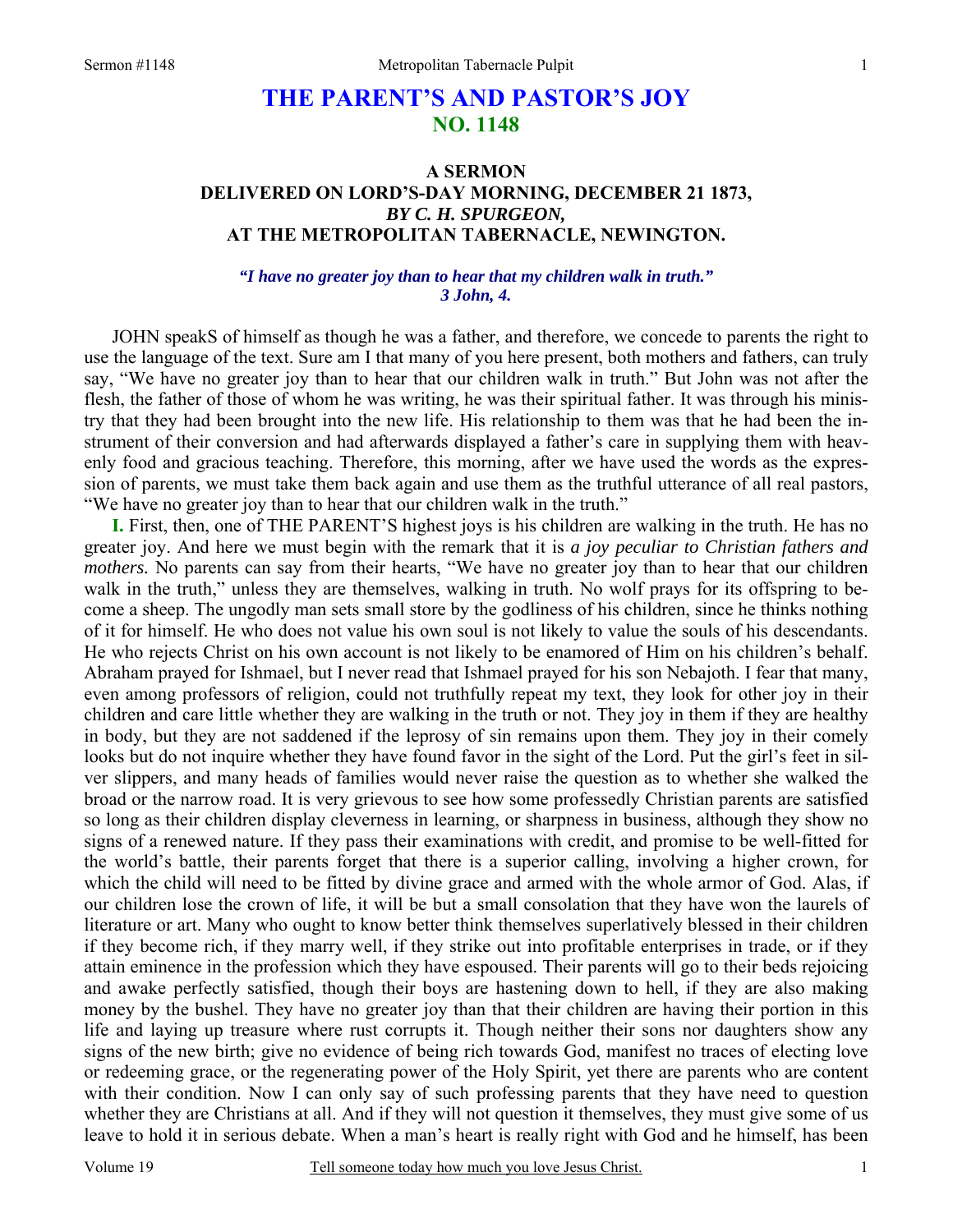# THE PARENT'S AND PASTOR'S JOY
## NO. 1148

### A SERMON
### DELIVERED ON LORD'S-DAY MORNING, DECEMBER 21 1873,
### *BY C. H. SPURGEON,*
### AT THE METROPOLITAN TABERNACLE, NEWINGTON.

***"I have no greater joy than to hear that my children walk in truth." 3 John, 4.***

JOHN speakS of himself as though he was a father, and therefore, we concede to parents the right to use the language of the text. Sure am I that many of you here present, both mothers and fathers, can truly say, "We have no greater joy than to hear that our children walk in truth." But John was not after the flesh, the father of those of whom he was writing, he was their spiritual father. It was through his ministry that they had been brought into the new life. His relationship to them was that he had been the instrument of their conversion and had afterwards displayed a father's care in supplying them with heavenly food and gracious teaching. Therefore, this morning, after we have used the words as the expression of parents, we must take them back again and use them as the truthful utterance of all real pastors, "We have no greater joy than to hear that our children walk in the truth."

**I.** First, then, one of THE PARENT'S highest joys is his children are walking in the truth. He has no greater joy. And here we must begin with the remark that it is *a joy peculiar to Christian fathers and mothers.* No parents can say from their hearts, "We have no greater joy than to hear that our children walk in the truth," unless they are themselves, walking in truth. No wolf prays for its offspring to become a sheep. The ungodly man sets small store by the godliness of his children, since he thinks nothing of it for himself. He who does not value his own soul is not likely to value the souls of his descendants. He who rejects Christ on his own account is not likely to be enamored of Him on his children's behalf. Abraham prayed for Ishmael, but I never read that Ishmael prayed for his son Nebajoth. I fear that many, even among professors of religion, could not truthfully repeat my text, they look for other joy in their children and care little whether they are walking in the truth or not. They joy in them if they are healthy in body, but they are not saddened if the leprosy of sin remains upon them. They joy in their comely looks but do not inquire whether they have found favor in the sight of the Lord. Put the girl's feet in silver slippers, and many heads of families would never raise the question as to whether she walked the broad or the narrow road. It is very grievous to see how some professedly Christian parents are satisfied so long as their children display cleverness in learning, or sharpness in business, although they show no signs of a renewed nature. If they pass their examinations with credit, and promise to be well-fitted for the world's battle, their parents forget that there is a superior calling, involving a higher crown, for which the child will need to be fitted by divine grace and armed with the whole armor of God. Alas, if our children lose the crown of life, it will be but a small consolation that they have won the laurels of literature or art. Many who ought to know better think themselves superlatively blessed in their children if they become rich, if they marry well, if they strike out into profitable enterprises in trade, or if they attain eminence in the profession which they have espoused. Their parents will go to their beds rejoicing and awake perfectly satisfied, though their boys are hastening down to hell, if they are also making money by the bushel. They have no greater joy than that their children are having their portion in this life and laying up treasure where rust corrupts it. Though neither their sons nor daughters show any signs of the new birth; give no evidence of being rich towards God, manifest no traces of electing love or redeeming grace, or the regenerating power of the Holy Spirit, yet there are parents who are content with their condition. Now I can only say of such professing parents that they have need to question whether they are Christians at all. And if they will not question it themselves, they must give some of us leave to hold it in serious debate. When a man's heart is really right with God and he himself, has been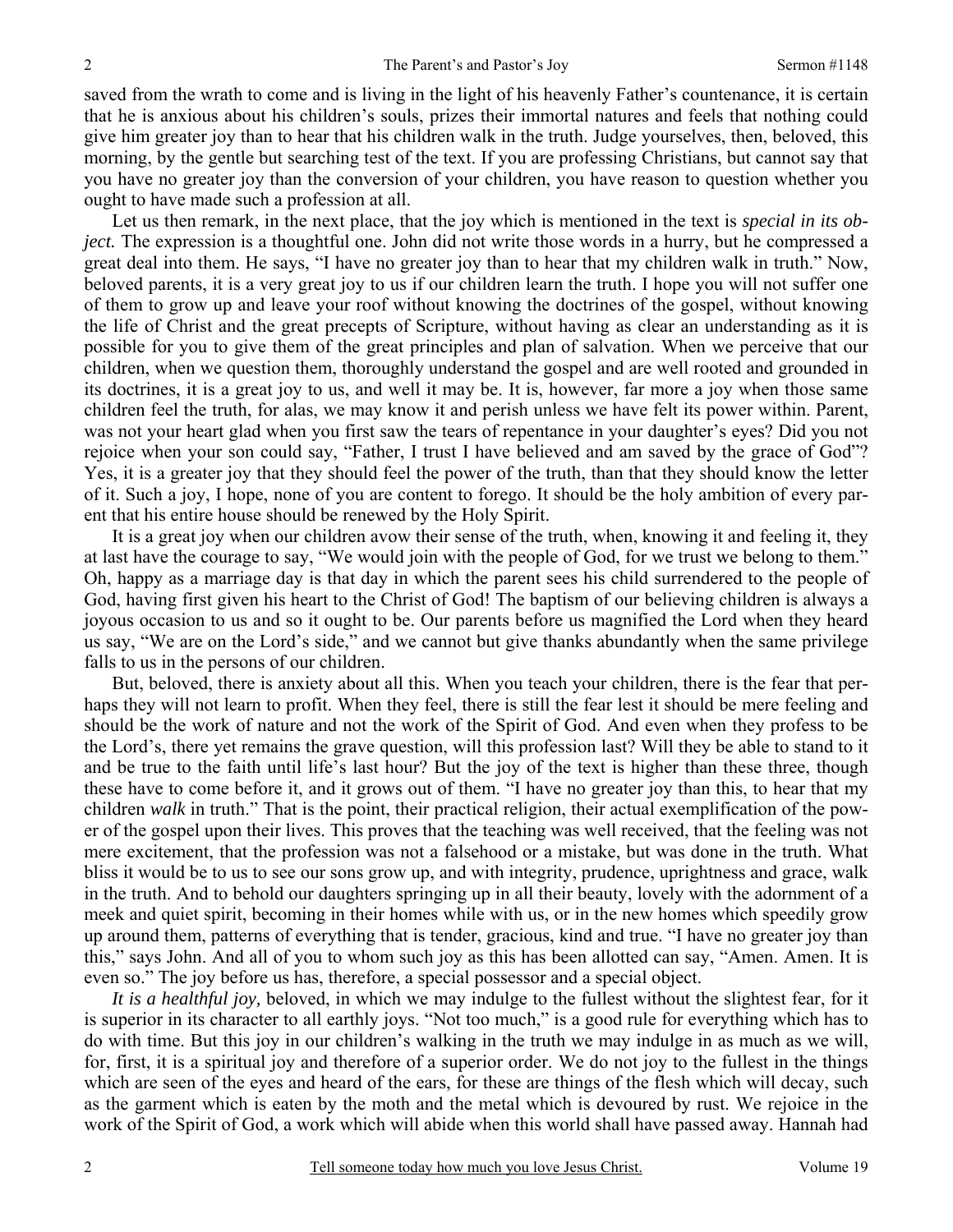saved from the wrath to come and is living in the light of his heavenly Father's countenance, it is certain that he is anxious about his children's souls, prizes their immortal natures and feels that nothing could give him greater joy than to hear that his children walk in the truth. Judge yourselves, then, beloved, this morning, by the gentle but searching test of the text. If you are professing Christians, but cannot say that you have no greater joy than the conversion of your children, you have reason to question whether you ought to have made such a profession at all.

Let us then remark, in the next place, that the joy which is mentioned in the text is *special in its object.* The expression is a thoughtful one. John did not write those words in a hurry, but he compressed a great deal into them. He says, "I have no greater joy than to hear that my children walk in truth." Now, beloved parents, it is a very great joy to us if our children learn the truth. I hope you will not suffer one of them to grow up and leave your roof without knowing the doctrines of the gospel, without knowing the life of Christ and the great precepts of Scripture, without having as clear an understanding as it is possible for you to give them of the great principles and plan of salvation. When we perceive that our children, when we question them, thoroughly understand the gospel and are well rooted and grounded in its doctrines, it is a great joy to us, and well it may be. It is, however, far more a joy when those same children feel the truth, for alas, we may know it and perish unless we have felt its power within. Parent, was not your heart glad when you first saw the tears of repentance in your daughter's eyes? Did you not rejoice when your son could say, "Father, I trust I have believed and am saved by the grace of God"? Yes, it is a greater joy that they should feel the power of the truth, than that they should know the letter of it. Such a joy, I hope, none of you are content to forego. It should be the holy ambition of every parent that his entire house should be renewed by the Holy Spirit.

It is a great joy when our children avow their sense of the truth, when, knowing it and feeling it, they at last have the courage to say, "We would join with the people of God, for we trust we belong to them." Oh, happy as a marriage day is that day in which the parent sees his child surrendered to the people of God, having first given his heart to the Christ of God! The baptism of our believing children is always a joyous occasion to us and so it ought to be. Our parents before us magnified the Lord when they heard us say, "We are on the Lord's side," and we cannot but give thanks abundantly when the same privilege falls to us in the persons of our children.

But, beloved, there is anxiety about all this. When you teach your children, there is the fear that perhaps they will not learn to profit. When they feel, there is still the fear lest it should be mere feeling and should be the work of nature and not the work of the Spirit of God. And even when they profess to be the Lord's, there yet remains the grave question, will this profession last? Will they be able to stand to it and be true to the faith until life's last hour? But the joy of the text is higher than these three, though these have to come before it, and it grows out of them. "I have no greater joy than this, to hear that my children *walk* in truth." That is the point, their practical religion, their actual exemplification of the power of the gospel upon their lives. This proves that the teaching was well received, that the feeling was not mere excitement, that the profession was not a falsehood or a mistake, but was done in the truth. What bliss it would be to us to see our sons grow up, and with integrity, prudence, uprightness and grace, walk in the truth. And to behold our daughters springing up in all their beauty, lovely with the adornment of a meek and quiet spirit, becoming in their homes while with us, or in the new homes which speedily grow up around them, patterns of everything that is tender, gracious, kind and true. "I have no greater joy than this," says John. And all of you to whom such joy as this has been allotted can say, "Amen. Amen. It is even so." The joy before us has, therefore, a special possessor and a special object.

*It is a healthful joy,* beloved, in which we may indulge to the fullest without the slightest fear, for it is superior in its character to all earthly joys. "Not too much," is a good rule for everything which has to do with time. But this joy in our children's walking in the truth we may indulge in as much as we will, for, first, it is a spiritual joy and therefore of a superior order. We do not joy to the fullest in the things which are seen of the eyes and heard of the ears, for these are things of the flesh which will decay, such as the garment which is eaten by the moth and the metal which is devoured by rust. We rejoice in the work of the Spirit of God, a work which will abide when this world shall have passed away. Hannah had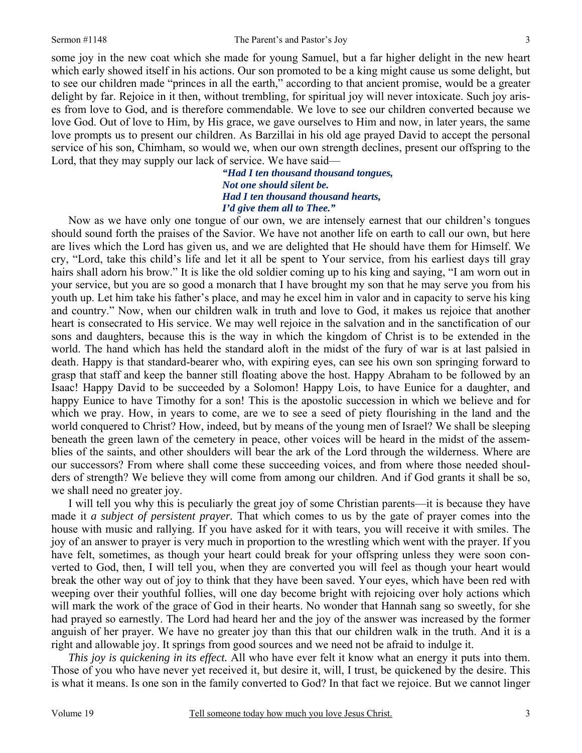some joy in the new coat which she made for young Samuel, but a far higher delight in the new heart which early showed itself in his actions. Our son promoted to be a king might cause us some delight, but to see our children made "princes in all the earth," according to that ancient promise, would be a greater delight by far. Rejoice in it then, without trembling, for spiritual joy will never intoxicate. Such joy arises from love to God, and is therefore commendable. We love to see our children converted because we love God. Out of love to Him, by His grace, we gave ourselves to Him and now, in later years, the same love prompts us to present our children. As Barzillai in his old age prayed David to accept the personal service of his son, Chimham, so would we, when our own strength declines, present our offspring to the Lord, that they may supply our lack of service. We have said—

> ***"Had I ten thousand thousand tongues,***
> ***Not one should silent be.***
> ***Had I ten thousand thousand hearts,***
> ***I'd give them all to Thee."***

Now as we have only one tongue of our own, we are intensely earnest that our children's tongues should sound forth the praises of the Savior. We have not another life on earth to call our own, but here are lives which the Lord has given us, and we are delighted that He should have them for Himself. We cry, "Lord, take this child's life and let it all be spent to Your service, from his earliest days till gray hairs shall adorn his brow." It is like the old soldier coming up to his king and saying, "I am worn out in your service, but you are so good a monarch that I have brought my son that he may serve you from his youth up. Let him take his father's place, and may he excel him in valor and in capacity to serve his king and country." Now, when our children walk in truth and love to God, it makes us rejoice that another heart is consecrated to His service. We may well rejoice in the salvation and in the sanctification of our sons and daughters, because this is the way in which the kingdom of Christ is to be extended in the world. The hand which has held the standard aloft in the midst of the fury of war is at last palsied in death. Happy is that standard-bearer who, with expiring eyes, can see his own son springing forward to grasp that staff and keep the banner still floating above the host. Happy Abraham to be followed by an Isaac! Happy David to be succeeded by a Solomon! Happy Lois, to have Eunice for a daughter, and happy Eunice to have Timothy for a son! This is the apostolic succession in which we believe and for which we pray. How, in years to come, are we to see a seed of piety flourishing in the land and the world conquered to Christ? How, indeed, but by means of the young men of Israel? We shall be sleeping beneath the green lawn of the cemetery in peace, other voices will be heard in the midst of the assemblies of the saints, and other shoulders will bear the ark of the Lord through the wilderness. Where are our successors? From where shall come these succeeding voices, and from where those needed shoulders of strength? We believe they will come from among our children. And if God grants it shall be so, we shall need no greater joy.

I will tell you why this is peculiarly the great joy of some Christian parents—it is because they have made it *a subject of persistent prayer*. That which comes to us by the gate of prayer comes into the house with music and rallying. If you have asked for it with tears, you will receive it with smiles. The joy of an answer to prayer is very much in proportion to the wrestling which went with the prayer. If you have felt, sometimes, as though your heart could break for your offspring unless they were soon converted to God, then, I will tell you, when they are converted you will feel as though your heart would break the other way out of joy to think that they have been saved. Your eyes, which have been red with weeping over their youthful follies, will one day become bright with rejoicing over holy actions which will mark the work of the grace of God in their hearts. No wonder that Hannah sang so sweetly, for she had prayed so earnestly. The Lord had heard her and the joy of the answer was increased by the former anguish of her prayer. We have no greater joy than this that our children walk in the truth. And it is a right and allowable joy. It springs from good sources and we need not be afraid to indulge it.

*This joy is quickening in its effect.* All who have ever felt it know what an energy it puts into them. Those of you who have never yet received it, but desire it, will, I trust, be quickened by the desire. This is what it means. Is one son in the family converted to God? In that fact we rejoice. But we cannot linger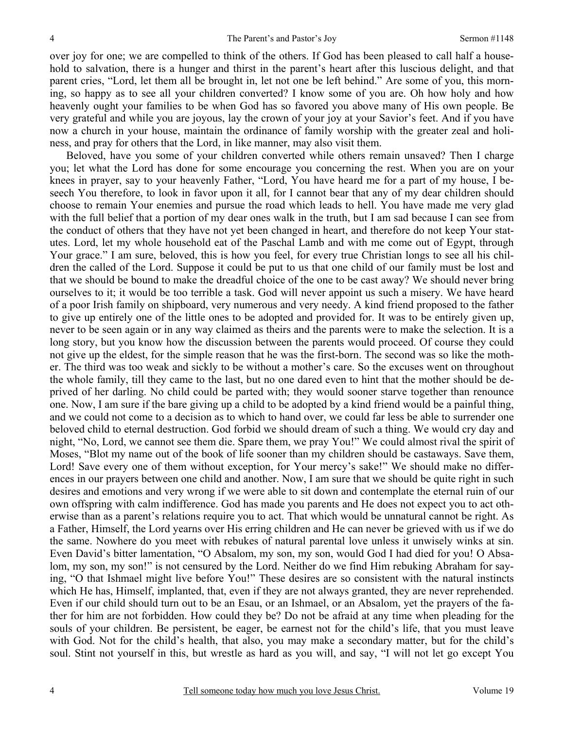over joy for one; we are compelled to think of the others. If God has been pleased to call half a household to salvation, there is a hunger and thirst in the parent's heart after this luscious delight, and that parent cries, "Lord, let them all be brought in, let not one be left behind." Are some of you, this morning, so happy as to see all your children converted? I know some of you are. Oh how holy and how heavenly ought your families to be when God has so favored you above many of His own people. Be very grateful and while you are joyous, lay the crown of your joy at your Savior's feet. And if you have now a church in your house, maintain the ordinance of family worship with the greater zeal and holiness, and pray for others that the Lord, in like manner, may also visit them.

Beloved, have you some of your children converted while others remain unsaved? Then I charge you; let what the Lord has done for some encourage you concerning the rest. When you are on your knees in prayer, say to your heavenly Father, "Lord, You have heard me for a part of my house, I beseech You therefore, to look in favor upon it all, for I cannot bear that any of my dear children should choose to remain Your enemies and pursue the road which leads to hell. You have made me very glad with the full belief that a portion of my dear ones walk in the truth, but I am sad because I can see from the conduct of others that they have not yet been changed in heart, and therefore do not keep Your statutes. Lord, let my whole household eat of the Paschal Lamb and with me come out of Egypt, through Your grace." I am sure, beloved, this is how you feel, for every true Christian longs to see all his children the called of the Lord. Suppose it could be put to us that one child of our family must be lost and that we should be bound to make the dreadful choice of the one to be cast away? We should never bring ourselves to it; it would be too terrible a task. God will never appoint us such a misery. We have heard of a poor Irish family on shipboard, very numerous and very needy. A kind friend proposed to the father to give up entirely one of the little ones to be adopted and provided for. It was to be entirely given up, never to be seen again or in any way claimed as theirs and the parents were to make the selection. It is a long story, but you know how the discussion between the parents would proceed. Of course they could not give up the eldest, for the simple reason that he was the first-born. The second was so like the mother. The third was too weak and sickly to be without a mother's care. So the excuses went on throughout the whole family, till they came to the last, but no one dared even to hint that the mother should be deprived of her darling. No child could be parted with; they would sooner starve together than renounce one. Now, I am sure if the bare giving up a child to be adopted by a kind friend would be a painful thing, and we could not come to a decision as to which to hand over, we could far less be able to surrender one beloved child to eternal destruction. God forbid we should dream of such a thing. We would cry day and night, "No, Lord, we cannot see them die. Spare them, we pray You!" We could almost rival the spirit of Moses, "Blot my name out of the book of life sooner than my children should be castaways. Save them, Lord! Save every one of them without exception, for Your mercy's sake!" We should make no differences in our prayers between one child and another. Now, I am sure that we should be quite right in such desires and emotions and very wrong if we were able to sit down and contemplate the eternal ruin of our own offspring with calm indifference. God has made you parents and He does not expect you to act otherwise than as a parent's relations require you to act. That which would be unnatural cannot be right. As a Father, Himself, the Lord yearns over His erring children and He can never be grieved with us if we do the same. Nowhere do you meet with rebukes of natural parental love unless it unwisely winks at sin. Even David's bitter lamentation, "O Absalom, my son, my son, would God I had died for you! O Absalom, my son, my son!" is not censured by the Lord. Neither do we find Him rebuking Abraham for saying, "O that Ishmael might live before You!" These desires are so consistent with the natural instincts which He has, Himself, implanted, that, even if they are not always granted, they are never reprehended. Even if our child should turn out to be an Esau, or an Ishmael, or an Absalom, yet the prayers of the father for him are not forbidden. How could they be? Do not be afraid at any time when pleading for the souls of your children. Be persistent, be eager, be earnest not for the child's life, that you must leave with God. Not for the child's health, that also, you may make a secondary matter, but for the child's soul. Stint not yourself in this, but wrestle as hard as you will, and say, "I will not let go except You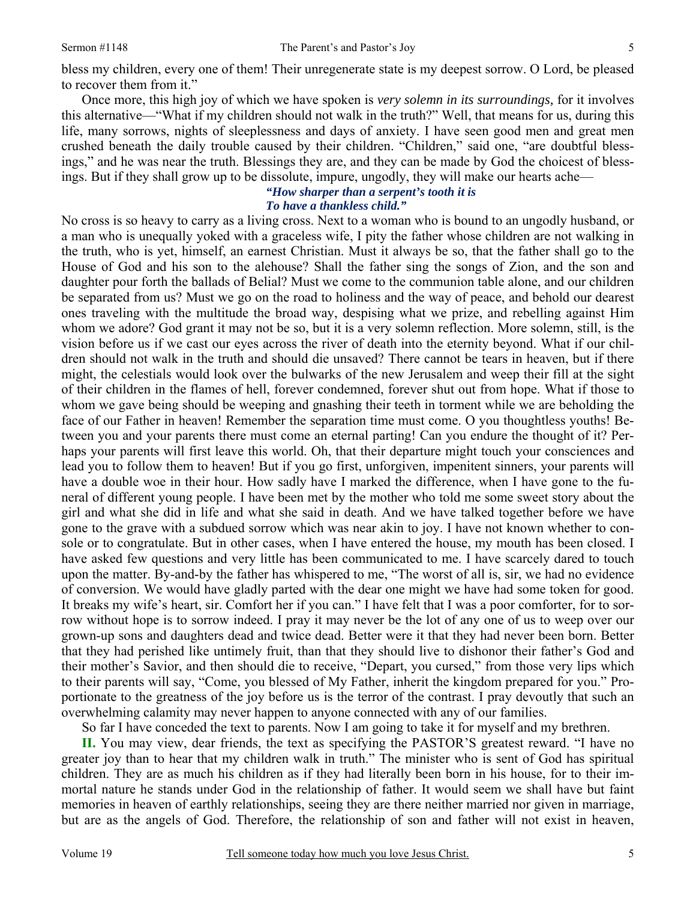bless my children, every one of them! Their unregenerate state is my deepest sorrow. O Lord, be pleased to recover them from it."

Once more, this high joy of which we have spoken is *very solemn in its surroundings,* for it involves this alternative—"What if my children should not walk in the truth?" Well, that means for us, during this life, many sorrows, nights of sleeplessness and days of anxiety. I have seen good men and great men crushed beneath the daily trouble caused by their children. "Children," said one, "are doubtful blessings," and he was near the truth. Blessings they are, and they can be made by God the choicest of blessings. But if they shall grow up to be dissolute, impure, ungodly, they will make our hearts ache—

> ***"How sharper than a serpent's tooth it is***
> ***To have a thankless child."***

No cross is so heavy to carry as a living cross. Next to a woman who is bound to an ungodly husband, or a man who is unequally yoked with a graceless wife, I pity the father whose children are not walking in the truth, who is yet, himself, an earnest Christian. Must it always be so, that the father shall go to the House of God and his son to the alehouse? Shall the father sing the songs of Zion, and the son and daughter pour forth the ballads of Belial? Must we come to the communion table alone, and our children be separated from us? Must we go on the road to holiness and the way of peace, and behold our dearest ones traveling with the multitude the broad way, despising what we prize, and rebelling against Him whom we adore? God grant it may not be so, but it is a very solemn reflection. More solemn, still, is the vision before us if we cast our eyes across the river of death into the eternity beyond. What if our children should not walk in the truth and should die unsaved? There cannot be tears in heaven, but if there might, the celestials would look over the bulwarks of the new Jerusalem and weep their fill at the sight of their children in the flames of hell, forever condemned, forever shut out from hope. What if those to whom we gave being should be weeping and gnashing their teeth in torment while we are beholding the face of our Father in heaven! Remember the separation time must come. O you thoughtless youths! Between you and your parents there must come an eternal parting! Can you endure the thought of it? Perhaps your parents will first leave this world. Oh, that their departure might touch your consciences and lead you to follow them to heaven! But if you go first, unforgiven, impenitent sinners, your parents will have a double woe in their hour. How sadly have I marked the difference, when I have gone to the funeral of different young people. I have been met by the mother who told me some sweet story about the girl and what she did in life and what she said in death. And we have talked together before we have gone to the grave with a subdued sorrow which was near akin to joy. I have not known whether to console or to congratulate. But in other cases, when I have entered the house, my mouth has been closed. I have asked few questions and very little has been communicated to me. I have scarcely dared to touch upon the matter. By-and-by the father has whispered to me, "The worst of all is, sir, we had no evidence of conversion. We would have gladly parted with the dear one might we have had some token for good. It breaks my wife's heart, sir. Comfort her if you can." I have felt that I was a poor comforter, for to sorrow without hope is to sorrow indeed. I pray it may never be the lot of any one of us to weep over our grown-up sons and daughters dead and twice dead. Better were it that they had never been born. Better that they had perished like untimely fruit, than that they should live to dishonor their father's God and their mother's Savior, and then should die to receive, "Depart, you cursed," from those very lips which to their parents will say, "Come, you blessed of My Father, inherit the kingdom prepared for you." Proportionate to the greatness of the joy before us is the terror of the contrast. I pray devoutly that such an overwhelming calamity may never happen to anyone connected with any of our families.

So far I have conceded the text to parents. Now I am going to take it for myself and my brethren.

**II.** You may view, dear friends, the text as specifying the PASTOR'S greatest reward. "I have no greater joy than to hear that my children walk in truth." The minister who is sent of God has spiritual children. They are as much his children as if they had literally been born in his house, for to their immortal nature he stands under God in the relationship of father. It would seem we shall have but faint memories in heaven of earthly relationships, seeing they are there neither married nor given in marriage, but are as the angels of God. Therefore, the relationship of son and father will not exist in heaven,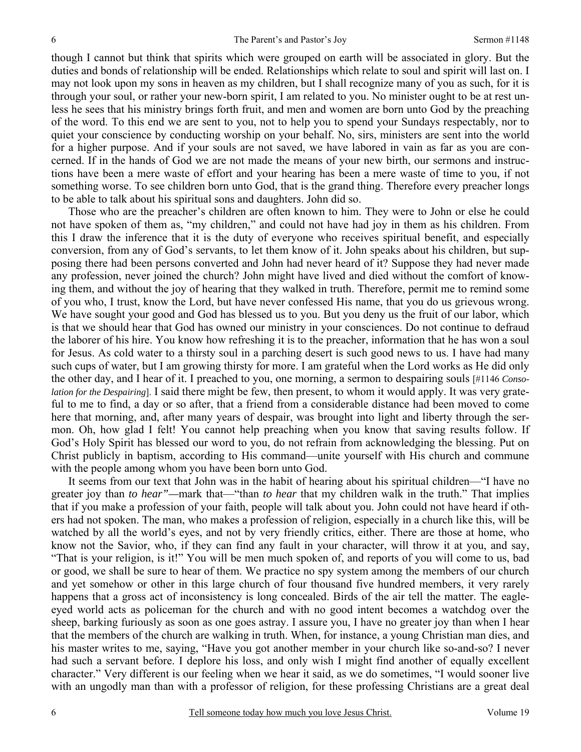though I cannot but think that spirits which were grouped on earth will be associated in glory. But the duties and bonds of relationship will be ended. Relationships which relate to soul and spirit will last on. I may not look upon my sons in heaven as my children, but I shall recognize many of you as such, for it is through your soul, or rather your new-born spirit, I am related to you. No minister ought to be at rest unless he sees that his ministry brings forth fruit, and men and women are born unto God by the preaching of the word. To this end we are sent to you, not to help you to spend your Sundays respectably, nor to quiet your conscience by conducting worship on your behalf. No, sirs, ministers are sent into the world for a higher purpose. And if your souls are not saved, we have labored in vain as far as you are concerned. If in the hands of God we are not made the means of your new birth, our sermons and instructions have been a mere waste of effort and your hearing has been a mere waste of time to you, if not something worse. To see children born unto God, that is the grand thing. Therefore every preacher longs to be able to talk about his spiritual sons and daughters. John did so.

Those who are the preacher's children are often known to him. They were to John or else he could not have spoken of them as, "my children," and could not have had joy in them as his children. From this I draw the inference that it is the duty of everyone who receives spiritual benefit, and especially conversion, from any of God's servants, to let them know of it. John speaks about his children, but supposing there had been persons converted and John had never heard of it? Suppose they had never made any profession, never joined the church? John might have lived and died without the comfort of knowing them, and without the joy of hearing that they walked in truth. Therefore, permit me to remind some of you who, I trust, know the Lord, but have never confessed His name, that you do us grievous wrong. We have sought your good and God has blessed us to you. But you deny us the fruit of our labor, which is that we should hear that God has owned our ministry in your consciences. Do not continue to defraud the laborer of his hire. You know how refreshing it is to the preacher, information that he has won a soul for Jesus. As cold water to a thirsty soul in a parching desert is such good news to us. I have had many such cups of water, but I am growing thirsty for more. I am grateful when the Lord works as He did only the other day, and I hear of it. I preached to you, one morning, a sermon to despairing souls [#1146 *Consolation for the Despairing*]. I said there might be few, then present, to whom it would apply. It was very grateful to me to find, a day or so after, that a friend from a considerable distance had been moved to come here that morning, and, after many years of despair, was brought into light and liberty through the sermon. Oh, how glad I felt! You cannot help preaching when you know that saving results follow. If God's Holy Spirit has blessed our word to you, do not refrain from acknowledging the blessing. Put on Christ publicly in baptism, according to His command—unite yourself with His church and commune with the people among whom you have been born unto God.

It seems from our text that John was in the habit of hearing about his spiritual children—"I have no greater joy than *to hear"*—mark that—"than *to hear* that my children walk in the truth." That implies that if you make a profession of your faith, people will talk about you. John could not have heard if others had not spoken. The man, who makes a profession of religion, especially in a church like this, will be watched by all the world's eyes, and not by very friendly critics, either. There are those at home, who know not the Savior, who, if they can find any fault in your character, will throw it at you, and say, "That is your religion, is it!" You will be men much spoken of, and reports of you will come to us, bad or good, we shall be sure to hear of them. We practice no spy system among the members of our church and yet somehow or other in this large church of four thousand five hundred members, it very rarely happens that a gross act of inconsistency is long concealed. Birds of the air tell the matter. The eagle-eyed world acts as policeman for the church and with no good intent becomes a watchdog over the sheep, barking furiously as soon as one goes astray. I assure you, I have no greater joy than when I hear that the members of the church are walking in truth. When, for instance, a young Christian man dies, and his master writes to me, saying, "Have you got another member in your church like so-and-so? I never had such a servant before. I deplore his loss, and only wish I might find another of equally excellent character." Very different is our feeling when we hear it said, as we do sometimes, "I would sooner live with an ungodly man than with a professor of religion, for these professing Christians are a great deal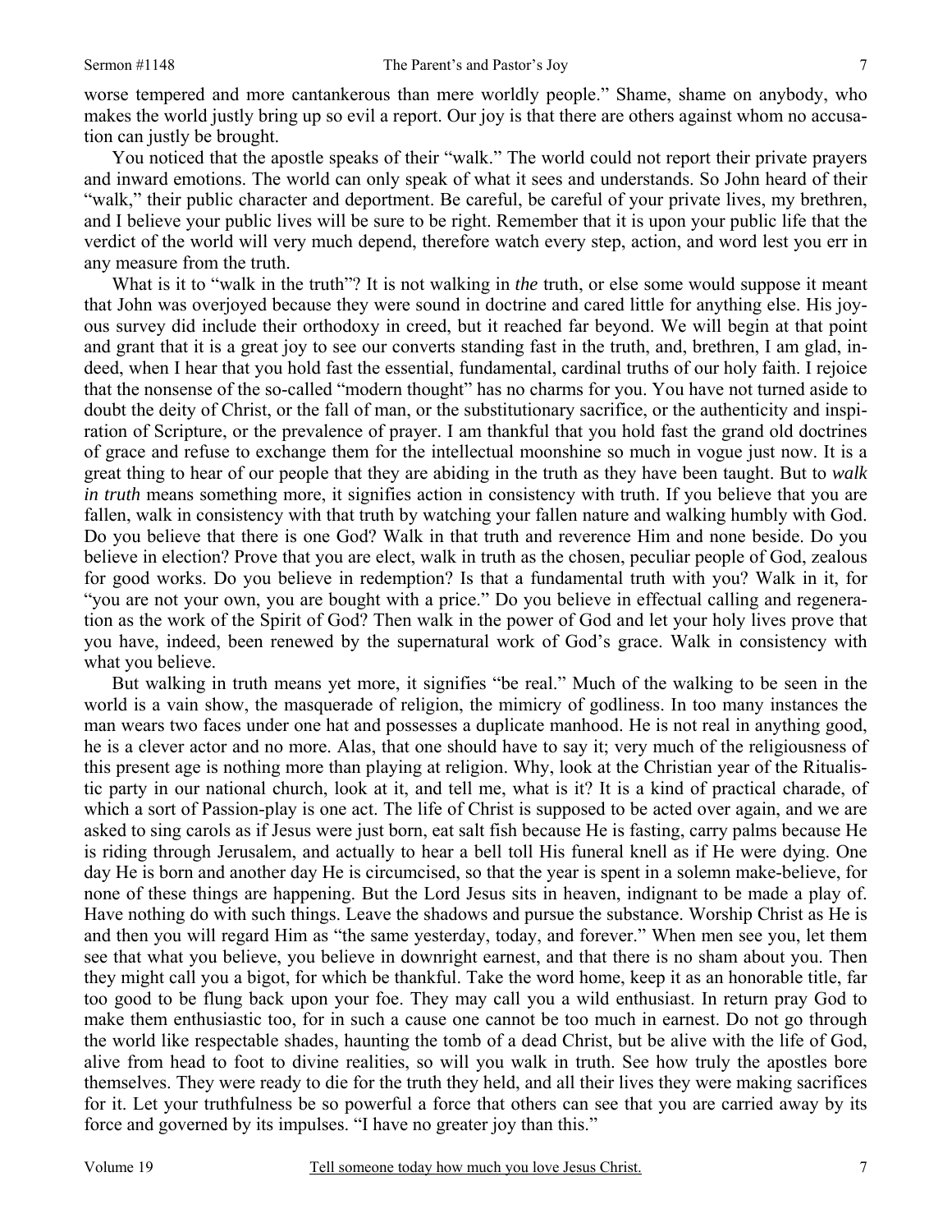worse tempered and more cantankerous than mere worldly people." Shame, shame on anybody, who makes the world justly bring up so evil a report. Our joy is that there are others against whom no accusation can justly be brought.

You noticed that the apostle speaks of their "walk." The world could not report their private prayers and inward emotions. The world can only speak of what it sees and understands. So John heard of their "walk," their public character and deportment. Be careful, be careful of your private lives, my brethren, and I believe your public lives will be sure to be right. Remember that it is upon your public life that the verdict of the world will very much depend, therefore watch every step, action, and word lest you err in any measure from the truth.

What is it to "walk in the truth"? It is not walking in *the* truth, or else some would suppose it meant that John was overjoyed because they were sound in doctrine and cared little for anything else. His joyous survey did include their orthodoxy in creed, but it reached far beyond. We will begin at that point and grant that it is a great joy to see our converts standing fast in the truth, and, brethren, I am glad, indeed, when I hear that you hold fast the essential, fundamental, cardinal truths of our holy faith. I rejoice that the nonsense of the so-called "modern thought" has no charms for you. You have not turned aside to doubt the deity of Christ, or the fall of man, or the substitutionary sacrifice, or the authenticity and inspiration of Scripture, or the prevalence of prayer. I am thankful that you hold fast the grand old doctrines of grace and refuse to exchange them for the intellectual moonshine so much in vogue just now. It is a great thing to hear of our people that they are abiding in the truth as they have been taught. But to *walk in truth* means something more, it signifies action in consistency with truth. If you believe that you are fallen, walk in consistency with that truth by watching your fallen nature and walking humbly with God. Do you believe that there is one God? Walk in that truth and reverence Him and none beside. Do you believe in election? Prove that you are elect, walk in truth as the chosen, peculiar people of God, zealous for good works. Do you believe in redemption? Is that a fundamental truth with you? Walk in it, for "you are not your own, you are bought with a price." Do you believe in effectual calling and regeneration as the work of the Spirit of God? Then walk in the power of God and let your holy lives prove that you have, indeed, been renewed by the supernatural work of God's grace. Walk in consistency with what you believe.

But walking in truth means yet more, it signifies "be real." Much of the walking to be seen in the world is a vain show, the masquerade of religion, the mimicry of godliness. In too many instances the man wears two faces under one hat and possesses a duplicate manhood. He is not real in anything good, he is a clever actor and no more. Alas, that one should have to say it; very much of the religiousness of this present age is nothing more than playing at religion. Why, look at the Christian year of the Ritualistic party in our national church, look at it, and tell me, what is it? It is a kind of practical charade, of which a sort of Passion-play is one act. The life of Christ is supposed to be acted over again, and we are asked to sing carols as if Jesus were just born, eat salt fish because He is fasting, carry palms because He is riding through Jerusalem, and actually to hear a bell toll His funeral knell as if He were dying. One day He is born and another day He is circumcised, so that the year is spent in a solemn make-believe, for none of these things are happening. But the Lord Jesus sits in heaven, indignant to be made a play of. Have nothing do with such things. Leave the shadows and pursue the substance. Worship Christ as He is and then you will regard Him as "the same yesterday, today, and forever." When men see you, let them see that what you believe, you believe in downright earnest, and that there is no sham about you. Then they might call you a bigot, for which be thankful. Take the word home, keep it as an honorable title, far too good to be flung back upon your foe. They may call you a wild enthusiast. In return pray God to make them enthusiastic too, for in such a cause one cannot be too much in earnest. Do not go through the world like respectable shades, haunting the tomb of a dead Christ, but be alive with the life of God, alive from head to foot to divine realities, so will you walk in truth. See how truly the apostles bore themselves. They were ready to die for the truth they held, and all their lives they were making sacrifices for it. Let your truthfulness be so powerful a force that others can see that you are carried away by its force and governed by its impulses. "I have no greater joy than this."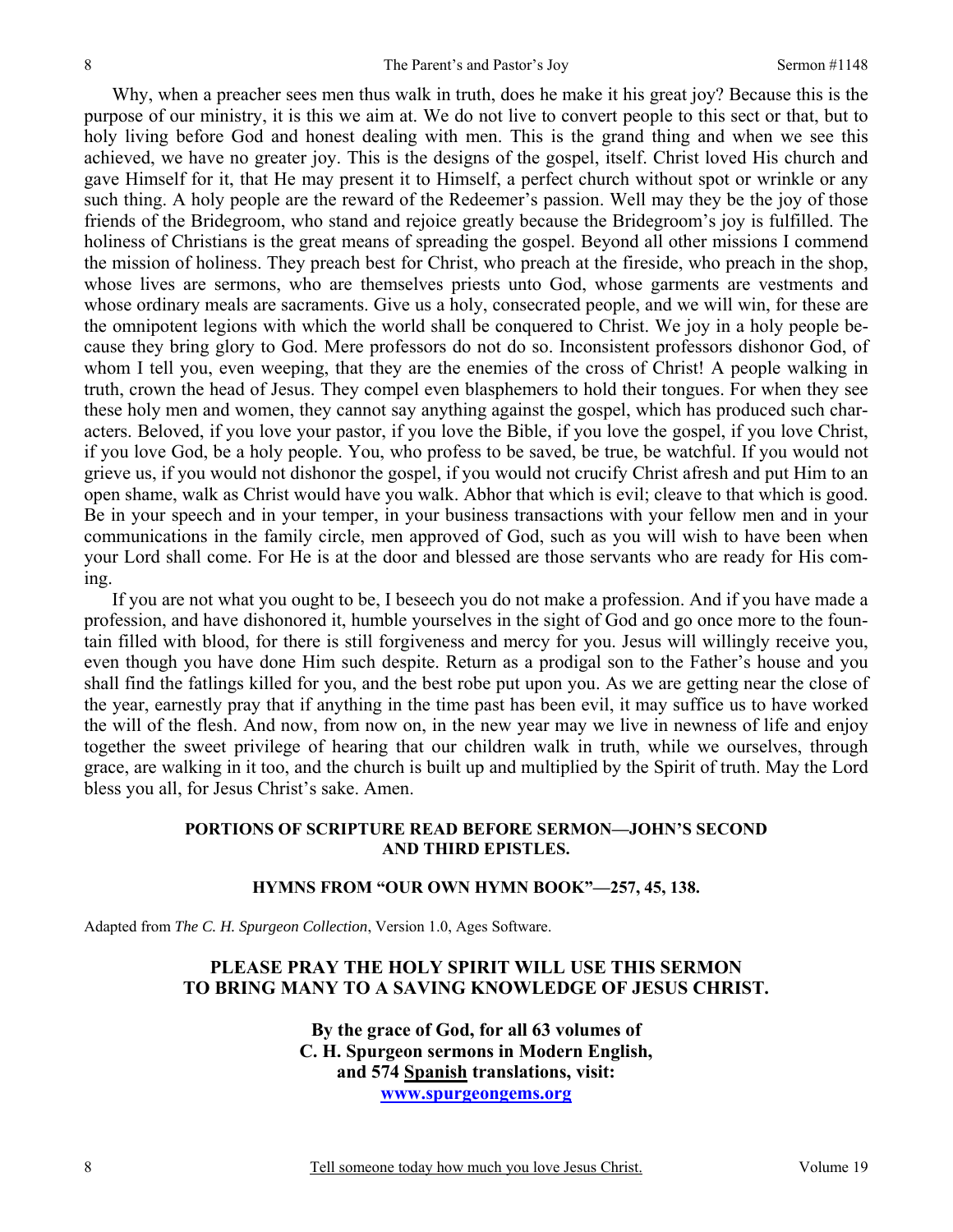Why, when a preacher sees men thus walk in truth, does he make it his great joy? Because this is the purpose of our ministry, it is this we aim at. We do not live to convert people to this sect or that, but to holy living before God and honest dealing with men. This is the grand thing and when we see this achieved, we have no greater joy. This is the designs of the gospel, itself. Christ loved His church and gave Himself for it, that He may present it to Himself, a perfect church without spot or wrinkle or any such thing. A holy people are the reward of the Redeemer's passion. Well may they be the joy of those friends of the Bridegroom, who stand and rejoice greatly because the Bridegroom's joy is fulfilled. The holiness of Christians is the great means of spreading the gospel. Beyond all other missions I commend the mission of holiness. They preach best for Christ, who preach at the fireside, who preach in the shop, whose lives are sermons, who are themselves priests unto God, whose garments are vestments and whose ordinary meals are sacraments. Give us a holy, consecrated people, and we will win, for these are the omnipotent legions with which the world shall be conquered to Christ. We joy in a holy people because they bring glory to God. Mere professors do not do so. Inconsistent professors dishonor God, of whom I tell you, even weeping, that they are the enemies of the cross of Christ! A people walking in truth, crown the head of Jesus. They compel even blasphemers to hold their tongues. For when they see these holy men and women, they cannot say anything against the gospel, which has produced such characters. Beloved, if you love your pastor, if you love the Bible, if you love the gospel, if you love Christ, if you love God, be a holy people. You, who profess to be saved, be true, be watchful. If you would not grieve us, if you would not dishonor the gospel, if you would not crucify Christ afresh and put Him to an open shame, walk as Christ would have you walk. Abhor that which is evil; cleave to that which is good. Be in your speech and in your temper, in your business transactions with your fellow men and in your communications in the family circle, men approved of God, such as you will wish to have been when your Lord shall come. For He is at the door and blessed are those servants who are ready for His coming.

If you are not what you ought to be, I beseech you do not make a profession. And if you have made a profession, and have dishonored it, humble yourselves in the sight of God and go once more to the fountain filled with blood, for there is still forgiveness and mercy for you. Jesus will willingly receive you, even though you have done Him such despite. Return as a prodigal son to the Father's house and you shall find the fatlings killed for you, and the best robe put upon you. As we are getting near the close of the year, earnestly pray that if anything in the time past has been evil, it may suffice us to have worked the will of the flesh. And now, from now on, in the new year may we live in newness of life and enjoy together the sweet privilege of hearing that our children walk in truth, while we ourselves, through grace, are walking in it too, and the church is built up and multiplied by the Spirit of truth. May the Lord bless you all, for Jesus Christ's sake. Amen.

**PORTIONS OF SCRIPTURE READ BEFORE SERMON—JOHN'S SECOND AND THIRD EPISTLES.**

**HYMNS FROM "OUR OWN HYMN BOOK"—257, 45, 138.**

Adapted from *The C. H. Spurgeon Collection*, Version 1.0, Ages Software.

**PLEASE PRAY THE HOLY SPIRIT WILL USE THIS SERMON TO BRING MANY TO A SAVING KNOWLEDGE OF JESUS CHRIST.**

**By the grace of God, for all 63 volumes of C. H. Spurgeon sermons in Modern English, and 574 Spanish translations, visit: www.spurgeongems.org**

Tell someone today how much you love Jesus Christ.